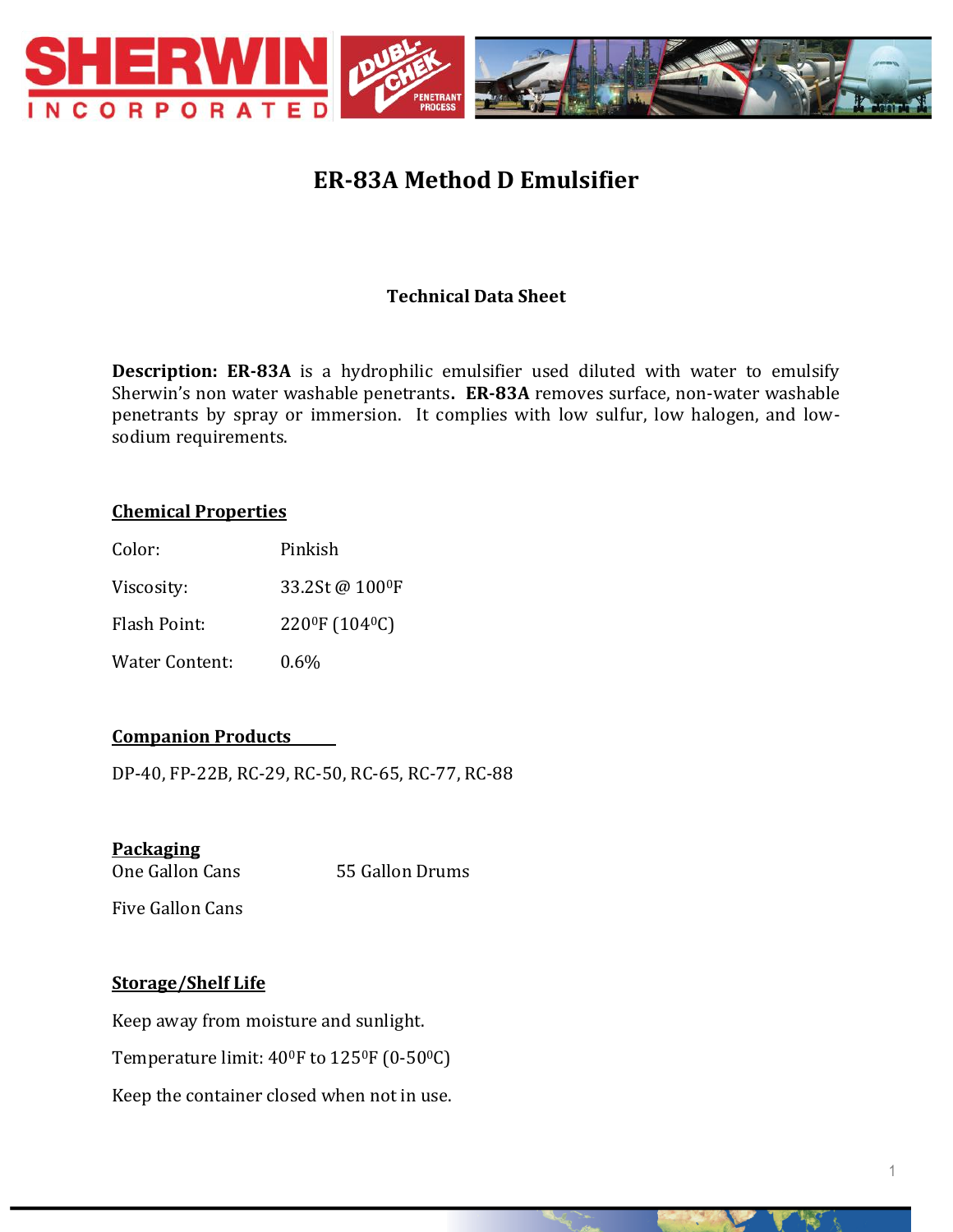# ER-83A Method D Emulsifier

**Technical Data Sheet**

**Description: ER-83A** is a hydrophilic emulsifier used diluted with water to emulsify Sherwin's non water washable penetrants**. ER-83A** removes surface, non-water washable penetrants by spray or immersion. It complies with low sulfur, low halogen, and low-sodium requirements.

## Chemical Properties

| | |
|---|---|
| Color: | Pinkish |
| Viscosity: | 33.2St @ 100$^0$F |
| Flash Point: | 220$^0$F (104$^0$C) |
| Water Content: | 0.6% |

## Companion Products

DP-40, FP-22B, RC-29, RC-50, RC-65, RC-77, RC-88

## Packaging

One Gallon Cans

55 Gallon Drums

Five Gallon Cans

## Storage/Shelf Life

Keep away from moisture and sunlight.

Temperature limit: 40$^0$F to 125$^0$F (0-50$^0$C)

Keep the container closed when not in use.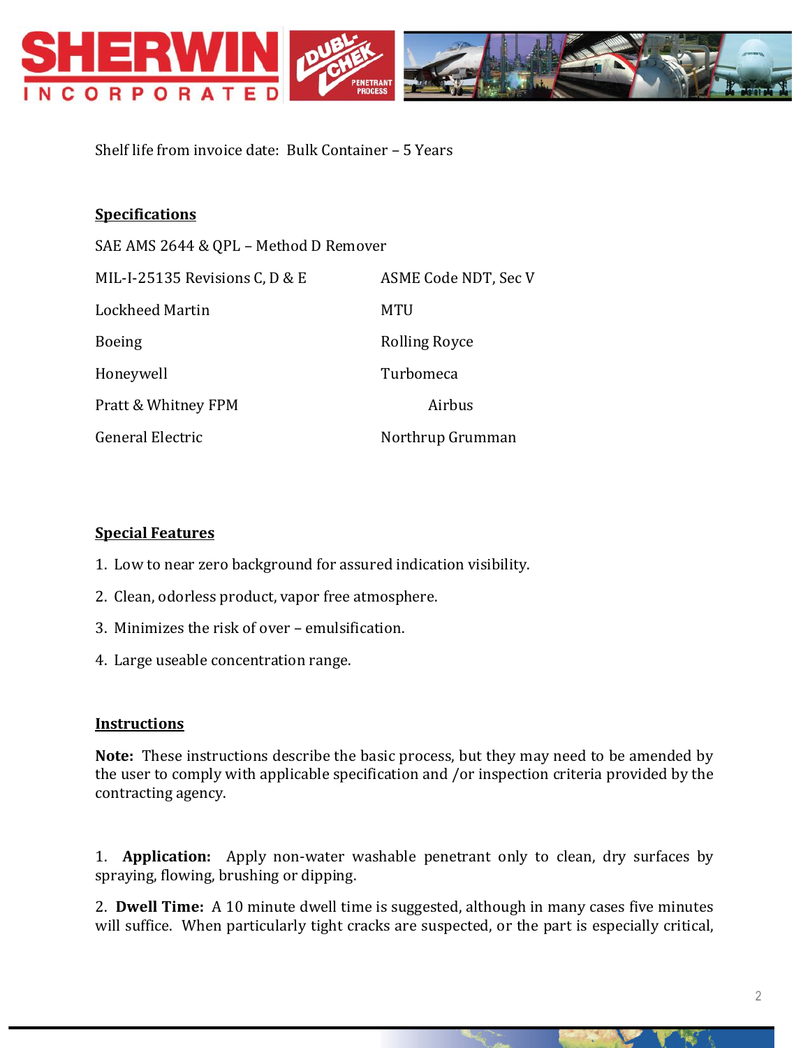Shelf life from invoice date: Bulk Container – 5 Years

## Specifications

SAE AMS 2644 & QPL – Method D Remover

| | |
|---|---|
| MIL-I-25135 Revisions C, D & E | ASME Code NDT, Sec V |
| Lockheed Martin | MTU |
| Boeing | Rolling Royce |
| Honeywell | Turbomeca |
| Pratt & Whitney FPM | Airbus |
| General Electric | Northrup Grumman |

## Special Features

1. Low to near zero background for assured indication visibility.
2. Clean, odorless product, vapor free atmosphere.
3. Minimizes the risk of over – emulsification.
4. Large useable concentration range.

## Instructions

**Note:** These instructions describe the basic process, but they may need to be amended by the user to comply with applicable specification and /or inspection criteria provided by the contracting agency.

1. **Application:** Apply non-water washable penetrant only to clean, dry surfaces by spraying, flowing, brushing or dipping.

2. **Dwell Time:** A 10 minute dwell time is suggested, although in many cases five minutes will suffice. When particularly tight cracks are suspected, or the part is especially critical,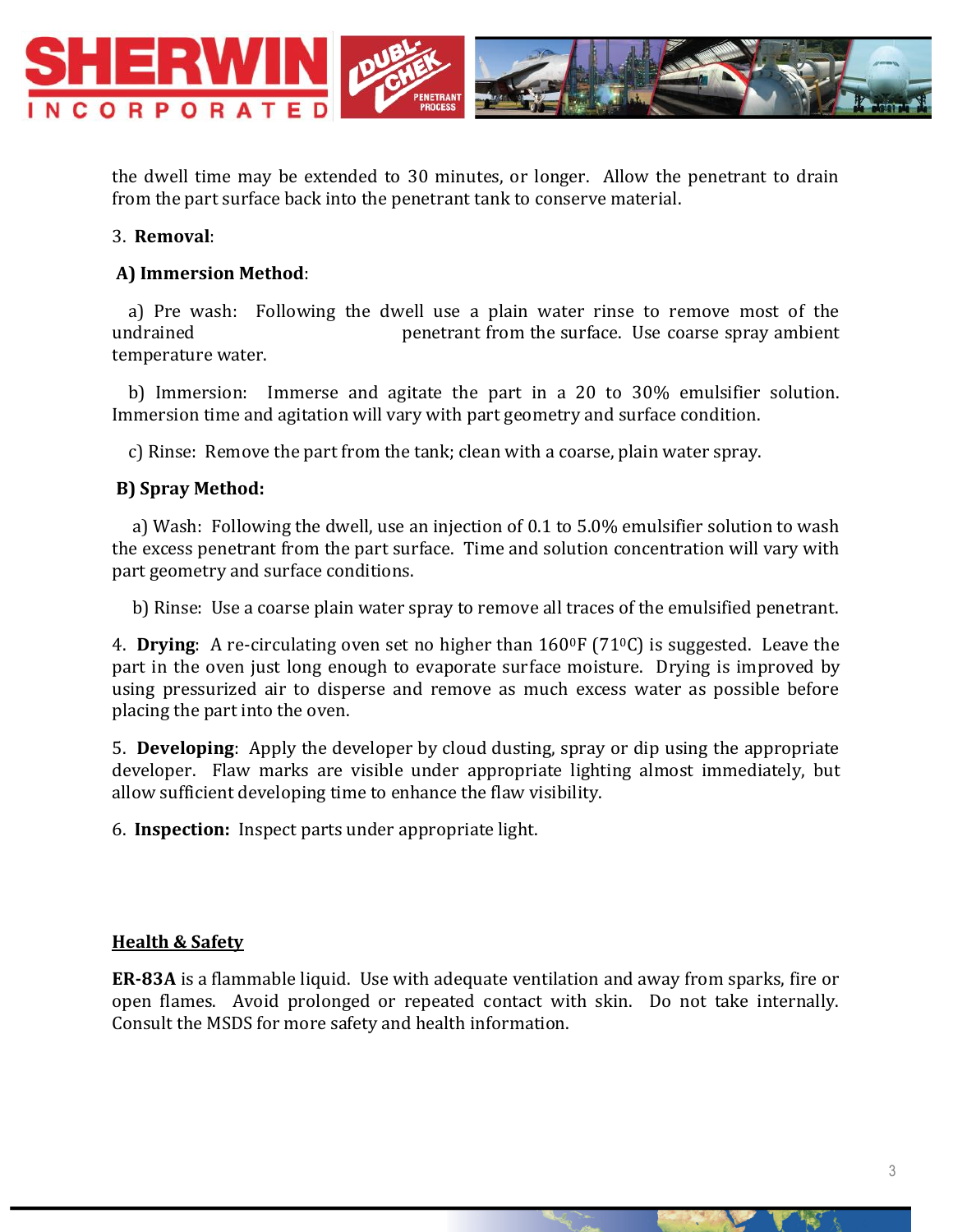the dwell time may be extended to 30 minutes, or longer. Allow the penetrant to drain from the part surface back into the penetrant tank to conserve material.

3. **Removal**:

**A) Immersion Method**:

a) Pre wash: Following the dwell use a plain water rinse to remove most of the undrained penetrant from the surface. Use coarse spray ambient temperature water.

b) Immersion: Immerse and agitate the part in a 20 to 30% emulsifier solution. Immersion time and agitation will vary with part geometry and surface condition.

c) Rinse: Remove the part from the tank; clean with a coarse, plain water spray.

**B) Spray Method:**

a) Wash: Following the dwell, use an injection of 0.1 to 5.0% emulsifier solution to wash the excess penetrant from the part surface. Time and solution concentration will vary with part geometry and surface conditions.

b) Rinse: Use a coarse plain water spray to remove all traces of the emulsified penetrant.

4. **Drying**: A re-circulating oven set no higher than 160$^0$F (71$^0$C) is suggested. Leave the part in the oven just long enough to evaporate surface moisture. Drying is improved by using pressurized air to disperse and remove as much excess water as possible before placing the part into the oven.

5. **Developing**: Apply the developer by cloud dusting, spray or dip using the appropriate developer. Flaw marks are visible under appropriate lighting almost immediately, but allow sufficient developing time to enhance the flaw visibility.

6. **Inspection:** Inspect parts under appropriate light.

## Health & Safety

**ER-83A** is a flammable liquid. Use with adequate ventilation and away from sparks, fire or open flames. Avoid prolonged or repeated contact with skin. Do not take internally. Consult the MSDS for more safety and health information.